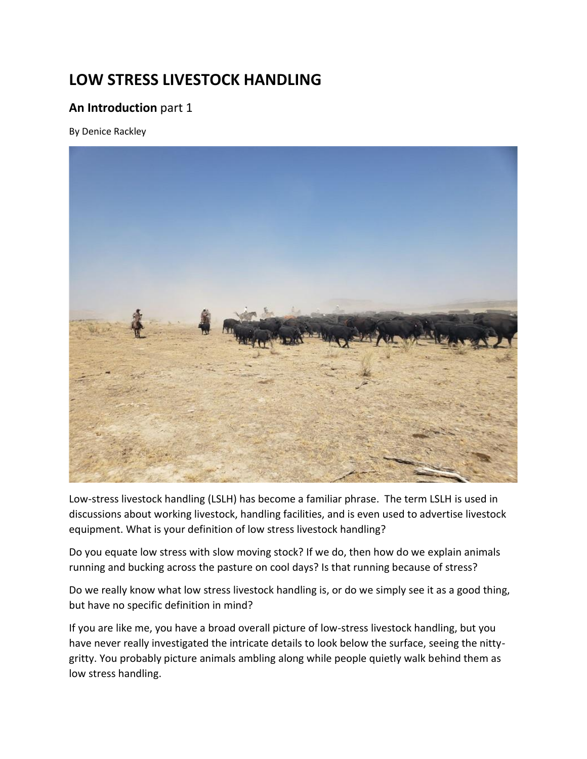# LOW STRESS LIVESTOCK HANDLING

## **An Introduction** part 1

By Denice Rackley

Low-stress livestock handling (LSLH) has become a familiar phrase. The term LSLH is used in discussions about working livestock, handling facilities, and is even used to advertise livestock equipment. What is your definition of low stress livestock handling?

Do you equate low stress with slow moving stock? If we do, then how do we explain animals running and bucking across the pasture on cool days? Is that running because of stress?

Do we really know what low stress livestock handling is, or do we simply see it as a good thing, but have no specific definition in mind?

If you are like me, you have a broad overall picture of low-stress livestock handling, but you have never really investigated the intricate details to look below the surface, seeing the nitty-gritty. You probably picture animals ambling along while people quietly walk behind them as low stress handling.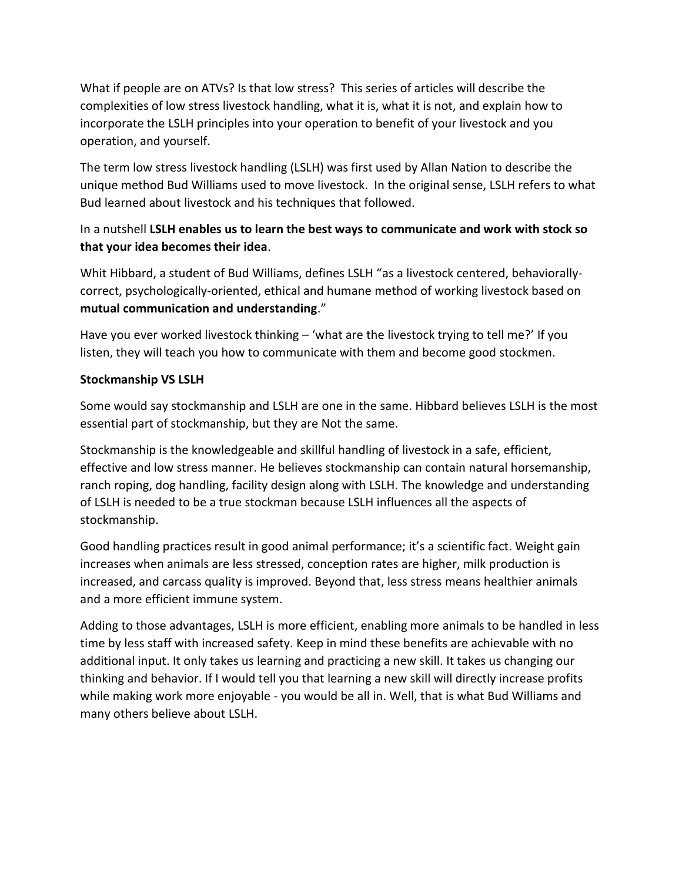What if people are on ATVs? Is that low stress? This series of articles will describe the complexities of low stress livestock handling, what it is, what it is not, and explain how to incorporate the LSLH principles into your operation to benefit of your livestock and you operation, and yourself.

The term low stress livestock handling (LSLH) was first used by Allan Nation to describe the unique method Bud Williams used to move livestock. In the original sense, LSLH refers to what Bud learned about livestock and his techniques that followed.

In a nutshell **LSLH enables us to learn the best ways to communicate and work with stock so that your idea becomes their idea**.

Whit Hibbard, a student of Bud Williams, defines LSLH "as a livestock centered, behaviorally-correct, psychologically-oriented, ethical and humane method of working livestock based on **mutual communication and understanding**."

Have you ever worked livestock thinking – 'what are the livestock trying to tell me?' If you listen, they will teach you how to communicate with them and become good stockmen.

**Stockmanship VS LSLH**

Some would say stockmanship and LSLH are one in the same. Hibbard believes LSLH is the most essential part of stockmanship, but they are Not the same.

Stockmanship is the knowledgeable and skillful handling of livestock in a safe, efficient, effective and low stress manner. He believes stockmanship can contain natural horsemanship, ranch roping, dog handling, facility design along with LSLH. The knowledge and understanding of LSLH is needed to be a true stockman because LSLH influences all the aspects of stockmanship.

Good handling practices result in good animal performance; it's a scientific fact. Weight gain increases when animals are less stressed, conception rates are higher, milk production is increased, and carcass quality is improved. Beyond that, less stress means healthier animals and a more efficient immune system.

Adding to those advantages, LSLH is more efficient, enabling more animals to be handled in less time by less staff with increased safety. Keep in mind these benefits are achievable with no additional input. It only takes us learning and practicing a new skill. It takes us changing our thinking and behavior. If I would tell you that learning a new skill will directly increase profits while making work more enjoyable - you would be all in. Well, that is what Bud Williams and many others believe about LSLH.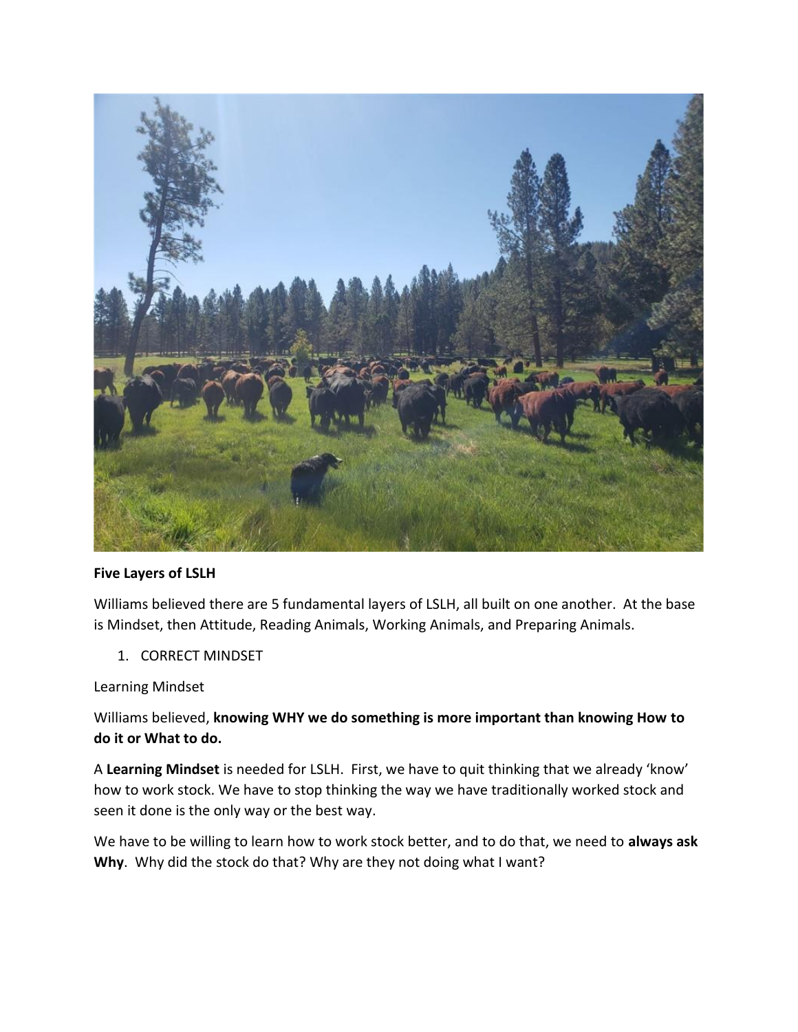**Five Layers of LSLH**

Williams believed there are 5 fundamental layers of LSLH, all built on one another. At the base is Mindset, then Attitude, Reading Animals, Working Animals, and Preparing Animals.

1. CORRECT MINDSET

Learning Mindset

Williams believed, **knowing WHY we do something is more important than knowing How to do it or What to do.**

A **Learning Mindset** is needed for LSLH. First, we have to quit thinking that we already 'know' how to work stock. We have to stop thinking the way we have traditionally worked stock and seen it done is the only way or the best way.

We have to be willing to learn how to work stock better, and to do that, we need to **always ask Why**. Why did the stock do that? Why are they not doing what I want?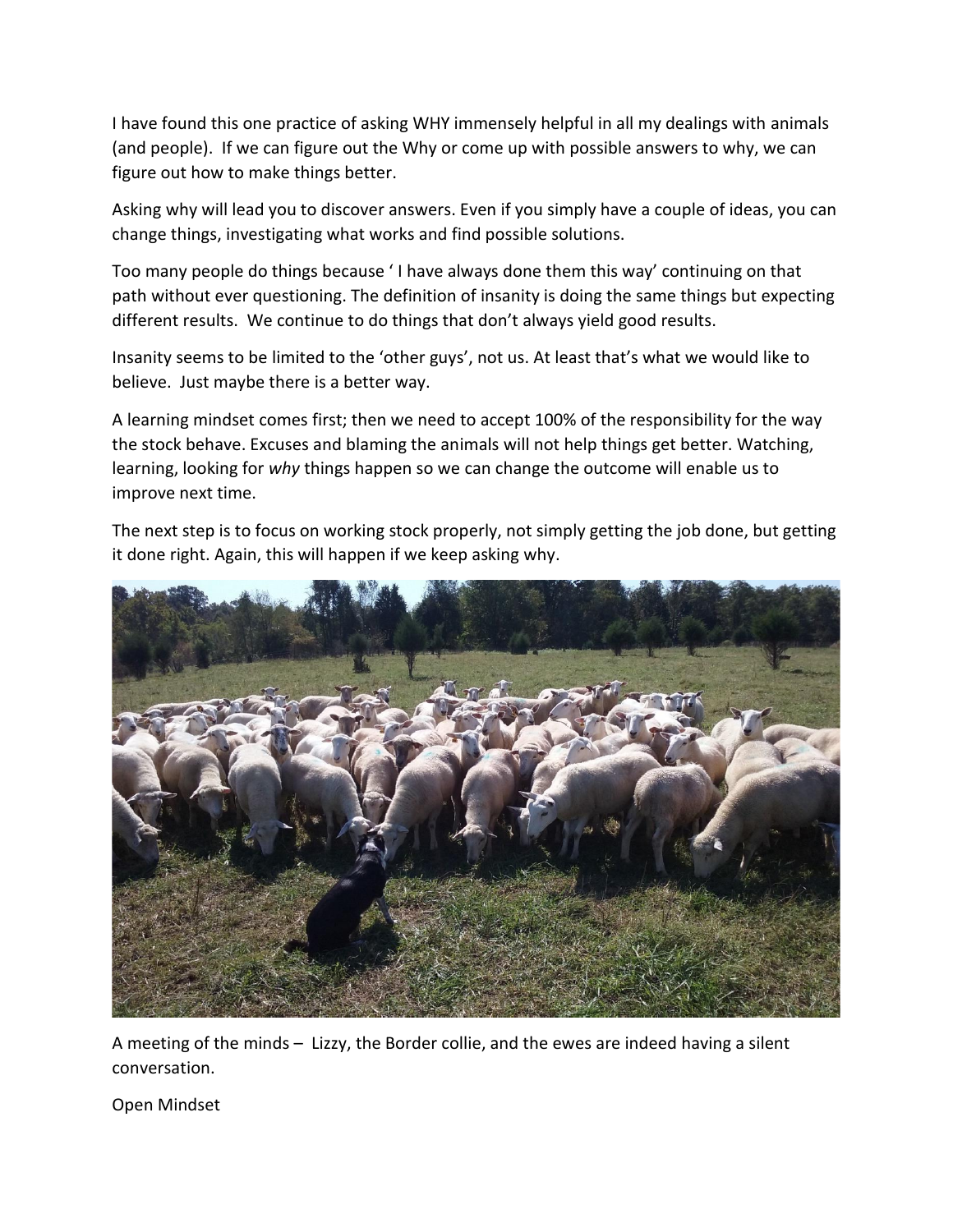I have found this one practice of asking WHY immensely helpful in all my dealings with animals (and people). If we can figure out the Why or come up with possible answers to why, we can figure out how to make things better.

Asking why will lead you to discover answers. Even if you simply have a couple of ideas, you can change things, investigating what works and find possible solutions.

Too many people do things because ' I have always done them this way' continuing on that path without ever questioning. The definition of insanity is doing the same things but expecting different results. We continue to do things that don't always yield good results.

Insanity seems to be limited to the 'other guys', not us. At least that's what we would like to believe. Just maybe there is a better way.

A learning mindset comes first; then we need to accept 100% of the responsibility for the way the stock behave. Excuses and blaming the animals will not help things get better. Watching, learning, looking for *why* things happen so we can change the outcome will enable us to improve next time.

The next step is to focus on working stock properly, not simply getting the job done, but getting it done right. Again, this will happen if we keep asking why.

A meeting of the minds – Lizzy, the Border collie, and the ewes are indeed having a silent conversation.

Open Mindset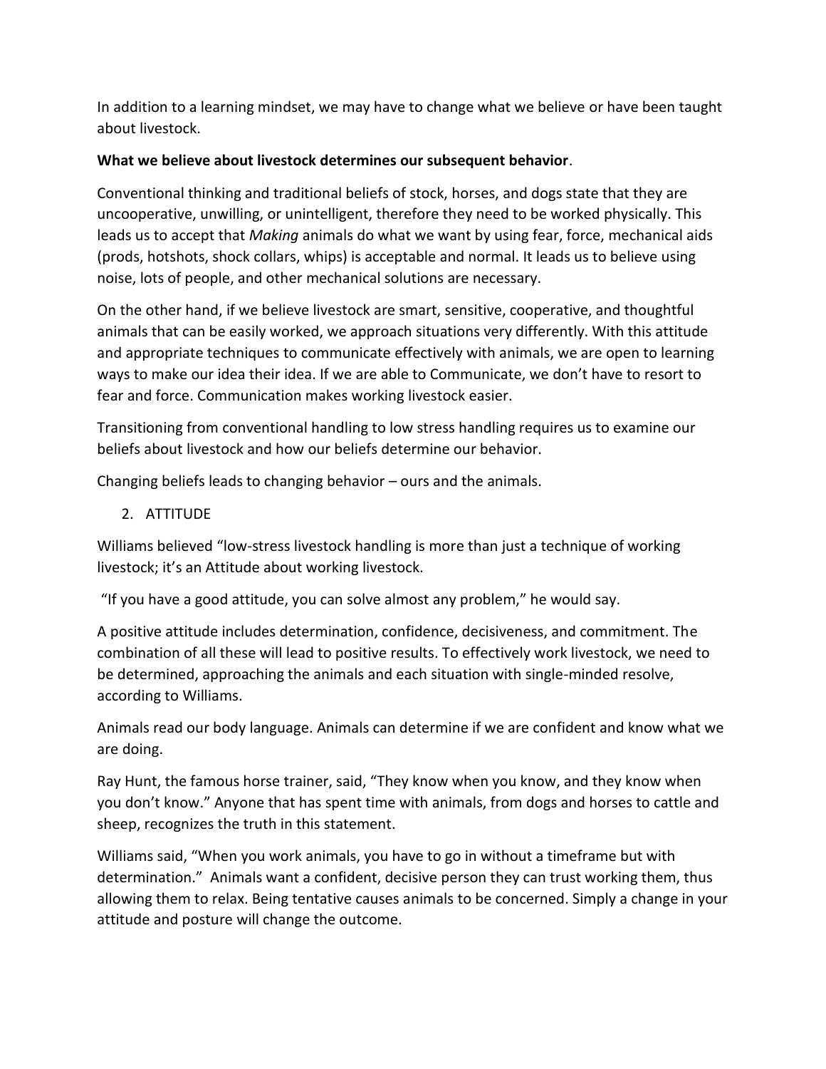In addition to a learning mindset, we may have to change what we believe or have been taught about livestock.

**What we believe about livestock determines our subsequent behavior**.

Conventional thinking and traditional beliefs of stock, horses, and dogs state that they are uncooperative, unwilling, or unintelligent, therefore they need to be worked physically. This leads us to accept that *Making* animals do what we want by using fear, force, mechanical aids (prods, hotshots, shock collars, whips) is acceptable and normal. It leads us to believe using noise, lots of people, and other mechanical solutions are necessary.

On the other hand, if we believe livestock are smart, sensitive, cooperative, and thoughtful animals that can be easily worked, we approach situations very differently. With this attitude and appropriate techniques to communicate effectively with animals, we are open to learning ways to make our idea their idea. If we are able to Communicate, we don't have to resort to fear and force. Communication makes working livestock easier.

Transitioning from conventional handling to low stress handling requires us to examine our beliefs about livestock and how our beliefs determine our behavior.

Changing beliefs leads to changing behavior – ours and the animals.

2. ATTITUDE

Williams believed "low-stress livestock handling is more than just a technique of working livestock; it's an Attitude about working livestock.

"If you have a good attitude, you can solve almost any problem," he would say.

A positive attitude includes determination, confidence, decisiveness, and commitment. The combination of all these will lead to positive results. To effectively work livestock, we need to be determined, approaching the animals and each situation with single-minded resolve, according to Williams.

Animals read our body language. Animals can determine if we are confident and know what we are doing.

Ray Hunt, the famous horse trainer, said, "They know when you know, and they know when you don't know." Anyone that has spent time with animals, from dogs and horses to cattle and sheep, recognizes the truth in this statement.

Williams said, "When you work animals, you have to go in without a timeframe but with determination." Animals want a confident, decisive person they can trust working them, thus allowing them to relax. Being tentative causes animals to be concerned. Simply a change in your attitude and posture will change the outcome.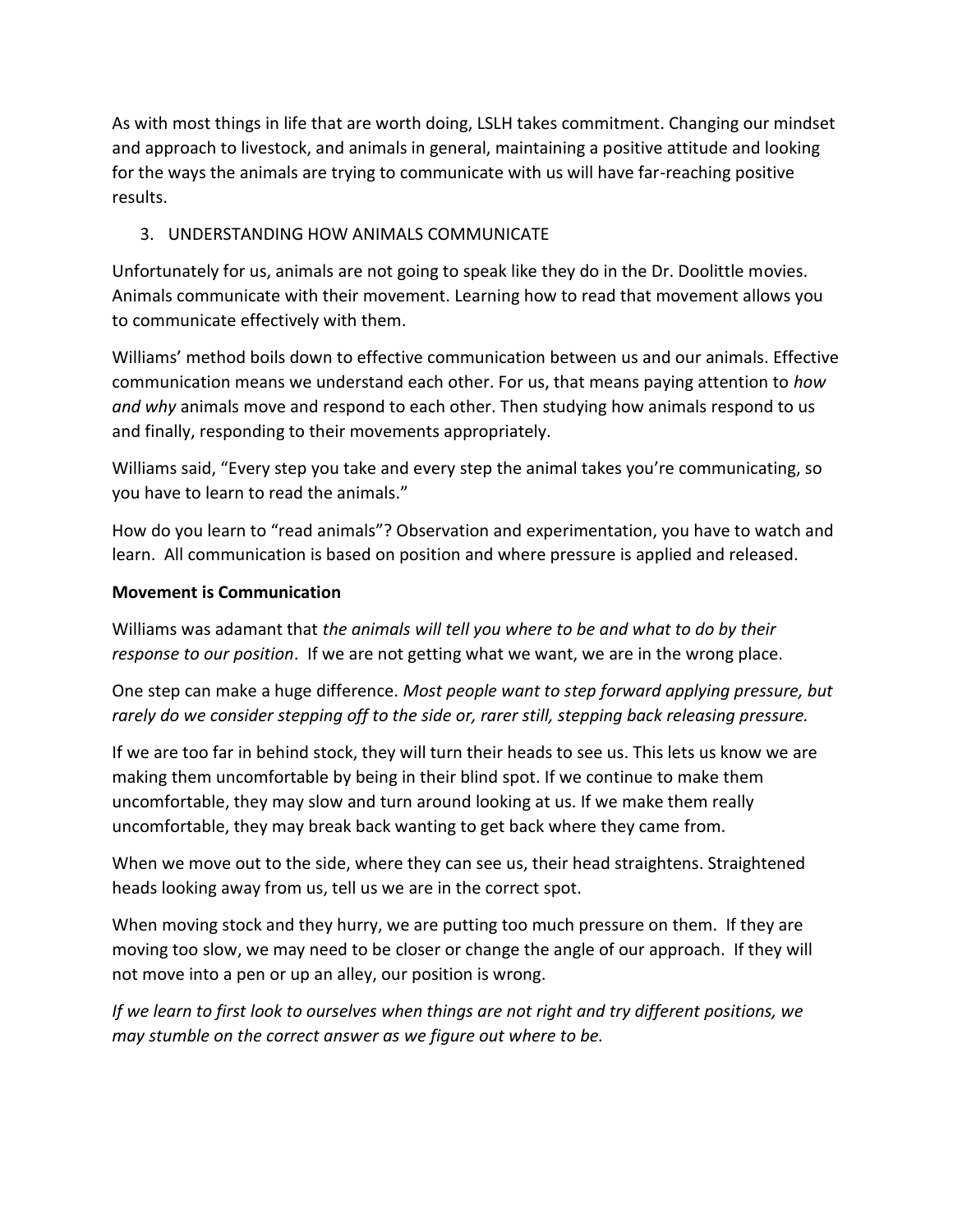As with most things in life that are worth doing, LSLH takes commitment. Changing our mindset and approach to livestock, and animals in general, maintaining a positive attitude and looking for the ways the animals are trying to communicate with us will have far-reaching positive results.

3. UNDERSTANDING HOW ANIMALS COMMUNICATE

Unfortunately for us, animals are not going to speak like they do in the Dr. Doolittle movies. Animals communicate with their movement. Learning how to read that movement allows you to communicate effectively with them.

Williams' method boils down to effective communication between us and our animals. Effective communication means we understand each other. For us, that means paying attention to *how and why* animals move and respond to each other. Then studying how animals respond to us and finally, responding to their movements appropriately.

Williams said, "Every step you take and every step the animal takes you're communicating, so you have to learn to read the animals."

How do you learn to "read animals"? Observation and experimentation, you have to watch and learn. All communication is based on position and where pressure is applied and released.

**Movement is Communication**

Williams was adamant that *the animals will tell you where to be and what to do by their response to our position*. If we are not getting what we want, we are in the wrong place.

One step can make a huge difference. *Most people want to step forward applying pressure, but rarely do we consider stepping off to the side or, rarer still, stepping back releasing pressure.*

If we are too far in behind stock, they will turn their heads to see us. This lets us know we are making them uncomfortable by being in their blind spot. If we continue to make them uncomfortable, they may slow and turn around looking at us. If we make them really uncomfortable, they may break back wanting to get back where they came from.

When we move out to the side, where they can see us, their head straightens. Straightened heads looking away from us, tell us we are in the correct spot.

When moving stock and they hurry, we are putting too much pressure on them. If they are moving too slow, we may need to be closer or change the angle of our approach. If they will not move into a pen or up an alley, our position is wrong.

*If we learn to first look to ourselves when things are not right and try different positions, we may stumble on the correct answer as we figure out where to be.*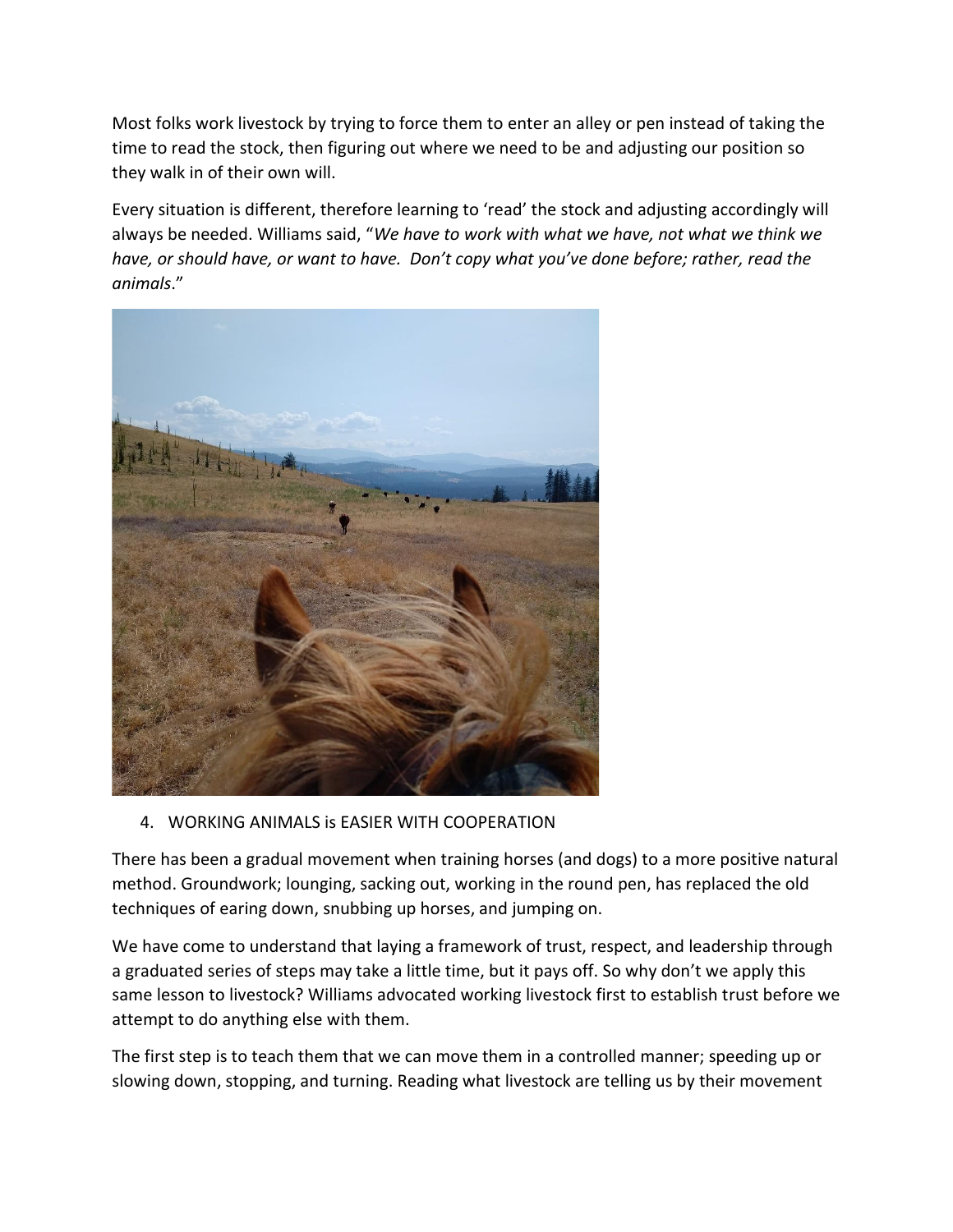Most folks work livestock by trying to force them to enter an alley or pen instead of taking the time to read the stock, then figuring out where we need to be and adjusting our position so they walk in of their own will.

Every situation is different, therefore learning to 'read' the stock and adjusting accordingly will always be needed. Williams said, "*We have to work with what we have, not what we think we have, or should have, or want to have. Don't copy what you've done before; rather, read the animals*."

4. WORKING ANIMALS is EASIER WITH COOPERATION

There has been a gradual movement when training horses (and dogs) to a more positive natural method. Groundwork; lounging, sacking out, working in the round pen, has replaced the old techniques of earing down, snubbing up horses, and jumping on.

We have come to understand that laying a framework of trust, respect, and leadership through a graduated series of steps may take a little time, but it pays off. So why don't we apply this same lesson to livestock? Williams advocated working livestock first to establish trust before we attempt to do anything else with them.

The first step is to teach them that we can move them in a controlled manner; speeding up or slowing down, stopping, and turning. Reading what livestock are telling us by their movement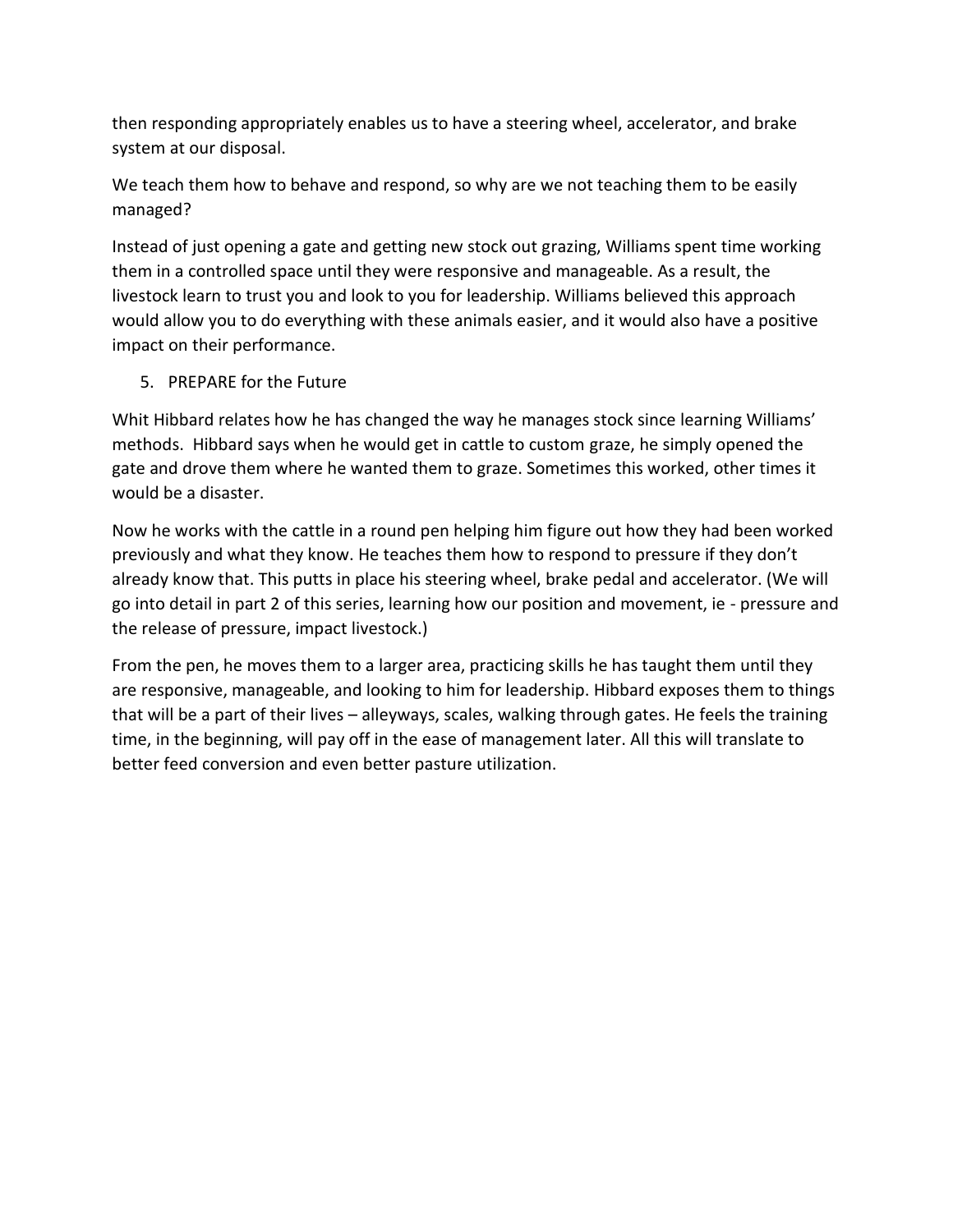then responding appropriately enables us to have a steering wheel, accelerator, and brake system at our disposal.

We teach them how to behave and respond, so why are we not teaching them to be easily managed?

Instead of just opening a gate and getting new stock out grazing, Williams spent time working them in a controlled space until they were responsive and manageable. As a result, the livestock learn to trust you and look to you for leadership. Williams believed this approach would allow you to do everything with these animals easier, and it would also have a positive impact on their performance.

5. PREPARE for the Future

Whit Hibbard relates how he has changed the way he manages stock since learning Williams' methods. Hibbard says when he would get in cattle to custom graze, he simply opened the gate and drove them where he wanted them to graze. Sometimes this worked, other times it would be a disaster.

Now he works with the cattle in a round pen helping him figure out how they had been worked previously and what they know. He teaches them how to respond to pressure if they don't already know that. This putts in place his steering wheel, brake pedal and accelerator. (We will go into detail in part 2 of this series, learning how our position and movement, ie - pressure and the release of pressure, impact livestock.)

From the pen, he moves them to a larger area, practicing skills he has taught them until they are responsive, manageable, and looking to him for leadership. Hibbard exposes them to things that will be a part of their lives – alleyways, scales, walking through gates. He feels the training time, in the beginning, will pay off in the ease of management later. All this will translate to better feed conversion and even better pasture utilization.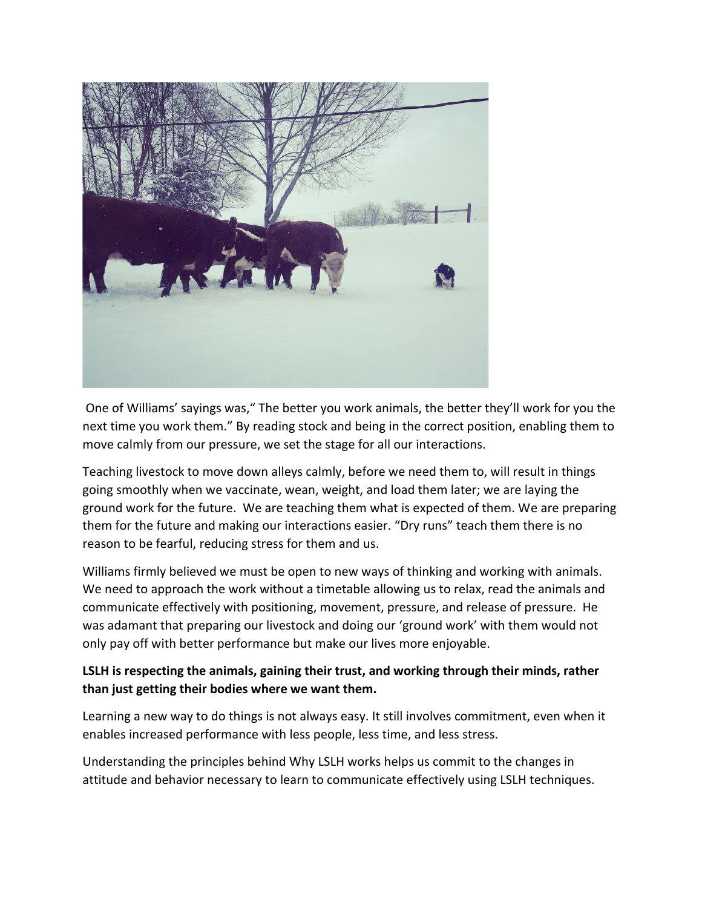One of Williams' sayings was," The better you work animals, the better they'll work for you the next time you work them." By reading stock and being in the correct position, enabling them to move calmly from our pressure, we set the stage for all our interactions.

Teaching livestock to move down alleys calmly, before we need them to, will result in things going smoothly when we vaccinate, wean, weight, and load them later; we are laying the ground work for the future. We are teaching them what is expected of them. We are preparing them for the future and making our interactions easier. "Dry runs" teach them there is no reason to be fearful, reducing stress for them and us.

Williams firmly believed we must be open to new ways of thinking and working with animals. We need to approach the work without a timetable allowing us to relax, read the animals and communicate effectively with positioning, movement, pressure, and release of pressure. He was adamant that preparing our livestock and doing our 'ground work' with them would not only pay off with better performance but make our lives more enjoyable.

**LSLH is respecting the animals, gaining their trust, and working through their minds, rather than just getting their bodies where we want them.**

Learning a new way to do things is not always easy. It still involves commitment, even when it enables increased performance with less people, less time, and less stress.

Understanding the principles behind Why LSLH works helps us commit to the changes in attitude and behavior necessary to learn to communicate effectively using LSLH techniques.